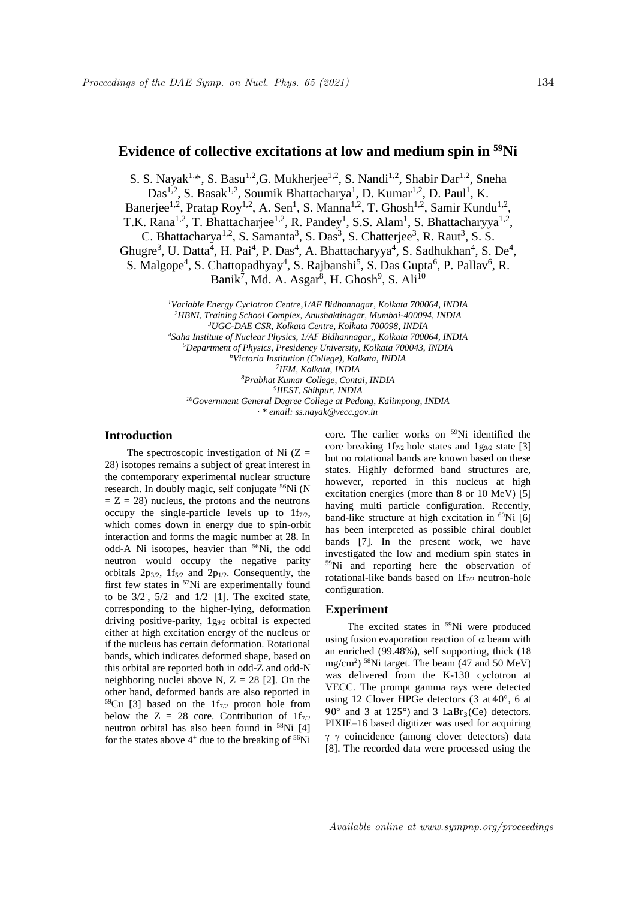# Evidence of collective excitations at low and medium spin in $^{59}$Ni

S. S. Nayak[1,*], S. Basu[1,2], G. Mukherjee[1,2], S. Nandi[1,2], Shabir Dar[1,2], Sneha Das[1,2], S. Basak[1,2], Soumik Bhattacharya[1], D. Kumar[1,2], D. Paul[1], K. Banerjee[1,2], Pratap Roy[1,2], A. Sen[1], S. Manna[1,2], T. Ghosh[1,2], Samir Kundu[1,2], T.K. Rana[1,2], T. Bhattacharjee[1,2], R. Pandey[1], S.S. Alam[1], S. Bhattacharyya[1,2], C. Bhattacharya[1,2], S. Samanta[3], S. Das[3], S. Chatterjee[3], R. Raut[3], S. S. Ghugre[3], U. Datta[4], H. Pai[4], P. Das[4], A. Bhattacharyya[4], S. Sadhukhan[4], S. De[4], S. Malgope[4], S. Chattopadhyay[4], S. Rajbanshi[5], S. Das Gupta[6], P. Pallav[6], R. Banik[7], Md. A. Asgar[8], H. Ghosh[9], S. Ali[10]

*[1]Variable Energy Cyclotron Centre,1/AF Bidhannagar, Kolkata 700064, INDIA*
*[2]HBNI, Training School Complex, Anushaktinagar, Mumbai-400094, INDIA*
*[3]UGC-DAE CSR, Kolkata Centre, Kolkata 700098, INDIA*
*[4]Saha Institute of Nuclear Physics, 1/AF Bidhannagar,, Kolkata 700064, INDIA*
*[5]Department of Physics, Presidency University, Kolkata 700043, INDIA*
*[6]Victoria Institution (College), Kolkata, INDIA*
*[7]IEM, Kolkata, INDIA*
*[8]Prabhat Kumar College, Contai, INDIA*
*[9]IIEST, Shibpur, INDIA*
*[10]Government General Degree College at Pedong, Kalimpong, INDIA*
*. * email: ss.nayak@vecc.gov.in*

## Introduction

The spectroscopic investigation of Ni ($Z = 28$) isotopes remains a subject of great interest in the contemporary experimental nuclear structure research. In doubly magic, self conjugate $^{56}$Ni ($N = Z = 28$) nucleus, the protons and the neutrons occupy the single-particle levels up to $1f_{7/2}$, which comes down in energy due to spin-orbit interaction and forms the magic number at 28. In odd-A Ni isotopes, heavier than $^{56}$Ni, the odd neutron would occupy the negative parity orbitals $2p_{3/2}$, $1f_{5/2}$ and $2p_{1/2}$. Consequently, the first few states in $^{57}$Ni are experimentally found to be $3/2^-$, $5/2^-$ and $1/2^-$ [1]. The excited state, corresponding to the higher-lying, deformation driving positive-parity, $1g_{9/2}$ orbital is expected either at high excitation energy of the nucleus or if the nucleus has certain deformation. Rotational bands, which indicates deformed shape, based on this orbital are reported both in odd-Z and odd-N neighboring nuclei above N, Z = 28 [2]. On the other hand, deformed bands are also reported in $^{59}$Cu [3] based on the $1f_{7/2}$ proton hole from below the Z = 28 core. Contribution of $1f_{7/2}$ neutron orbital has also been found in $^{58}$Ni [4] for the states above $4^+$ due to the breaking of $^{56}$Ni core. The earlier works on $^{59}$Ni identified the core breaking $1f_{7/2}$ hole states and $1g_{9/2}$ state [3] but no rotational bands are known based on these states. Highly deformed band structures are, however, reported in this nucleus at high excitation energies (more than 8 or 10 MeV) [5] having multi particle configuration. Recently, band-like structure at high excitation in $^{60}$Ni [6] has been interpreted as possible chiral doublet bands [7]. In the present work, we have investigated the low and medium spin states in $^{59}$Ni and reporting here the observation of rotational-like bands based on $1f_{7/2}$ neutron-hole configuration.

## Experiment

The excited states in $^{59}$Ni were produced using fusion evaporation reaction of $\alpha$ beam with an enriched (99.48%), self supporting, thick (18 mg/cm$^2$) $^{58}$Ni target. The beam (47 and 50 MeV) was delivered from the K-130 cyclotron at VECC. The prompt gamma rays were detected using 12 Clover HPGe detectors (3 at 40°, 6 at 90° and 3 at 125°) and 3 $LaBr_3$(Ce) detectors. PIXIE–16 based digitizer was used for acquiring $\gamma$–$\gamma$ coincidence (among clover detectors) data [8]. The recorded data were processed using the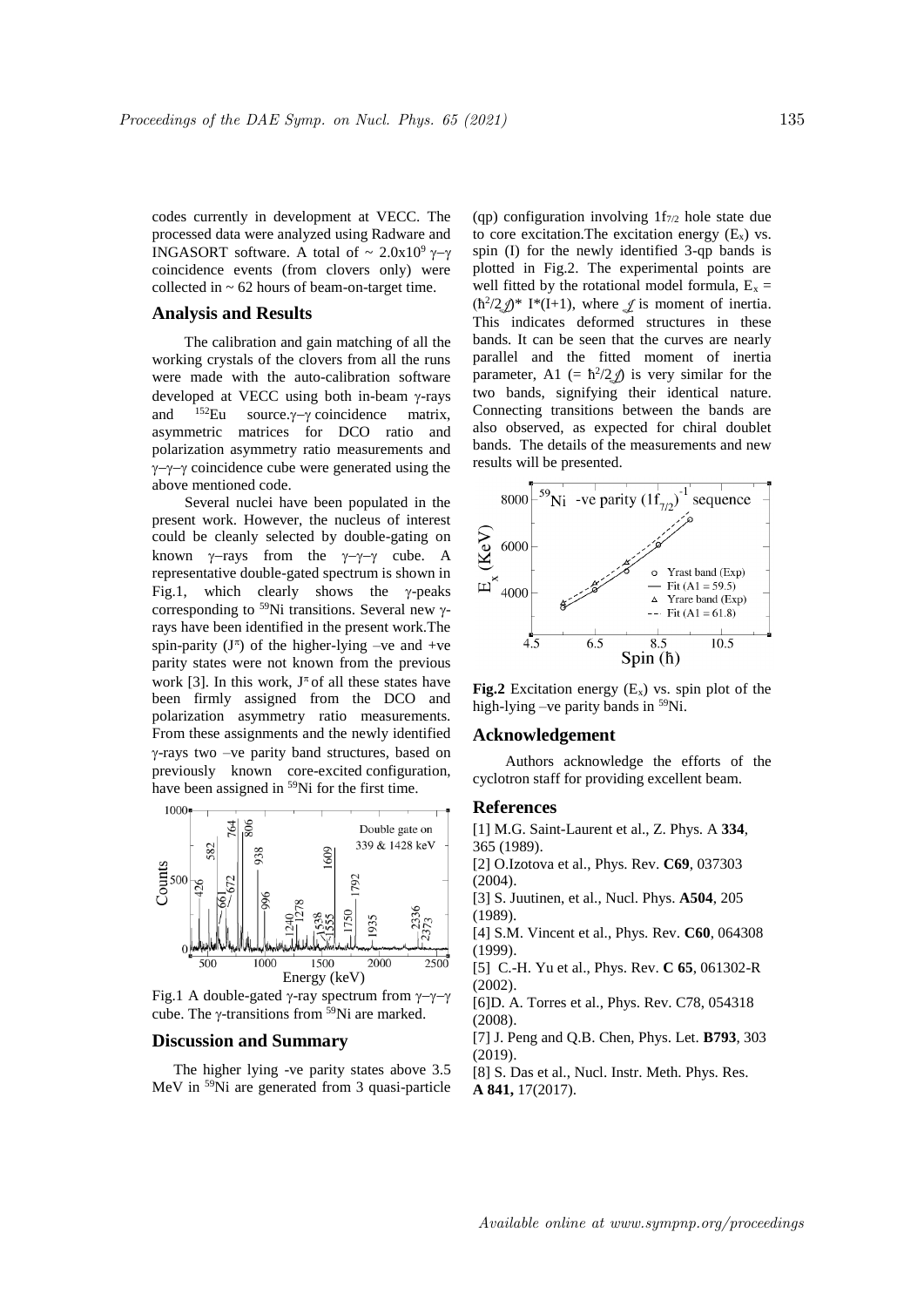codes currently in development at VECC. The processed data were analyzed using Radware and INGASORT software. A total of ~ $2.0x10^9$ γ–γ coincidence events (from clovers only) were collected in ~ 62 hours of beam-on-target time.

## Analysis and Results

The calibration and gain matching of all the working crystals of the clovers from all the runs were made with the auto-calibration software developed at VECC using both in-beam γ-rays and $^{152}$Eu source.γ–γ coincidence matrix, asymmetric matrices for DCO ratio and polarization asymmetry ratio measurements and γ–γ–γ coincidence cube were generated using the above mentioned code.

Several nuclei have been populated in the present work. However, the nucleus of interest could be cleanly selected by double-gating on known γ–rays from the γ–γ–γ cube. A representative double-gated spectrum is shown in Fig.1, which clearly shows the γ-peaks corresponding to $^{59}$Ni transitions. Several new γ-rays have been identified in the present work.The spin-parity ($J^{\pi}$) of the higher-lying –ve and +ve parity states were not known from the previous work [3]. In this work, $J^{\pi}$ of all these states have been firmly assigned from the DCO and polarization asymmetry ratio measurements. From these assignments and the newly identified γ-rays two –ve parity band structures, based on previously known core-excited configuration, have been assigned in $^{59}$Ni for the first time.

1000
Counts
500
0
500 1000 1500 2000 2500
Energy (keV)
Double gate on 339 & 1428 keV
426 582 661 672 764 806 938 996 1240 1278 1538 1555 1609 1750 1792 1935 2336 2373

Fig.1 A double-gated γ-ray spectrum from γ–γ–γ cube. The γ-transitions from $^{59}$Ni are marked.

## Discussion and Summary

The higher lying -ve parity states above 3.5 MeV in $^{59}$Ni are generated from 3 quasi-particle (qp) configuration involving $1f_{7/2}$ hole state due to core excitation.The excitation energy ($E_x$) vs. spin (I) for the newly identified 3-qp bands is plotted in Fig.2. The experimental points are well fitted by the rotational model formula, $E_x = (\hbar^2/2\mathcal{J})* I*(I+1)$, where $\mathcal{J}$ is moment of inertia. This indicates deformed structures in these bands. It can be seen that the curves are nearly parallel and the fitted moment of inertia parameter, A1 (= $\hbar^2/2\mathcal{J}$) is very similar for the two bands, signifying their identical nature. Connecting transitions between the bands are also observed, as expected for chiral doublet bands. The details of the measurements and new results will be presented.

$^{59}$Ni -ve parity $(1f_{7/2})^{-1}$ sequence
$E_x$ (KeV)
8000
6000
4000
4.5 6.5 8.5 10.5
Spin (ħ)
Yrast band (Exp)
Fit (A1 = 59.5)
Yrare band (Exp)
Fit (A1 = 61.8)

**Fig.2** Excitation energy ($E_x$) vs. spin plot of the high-lying –ve parity bands in $^{59}$Ni.

## Acknowledgement

Authors acknowledge the efforts of the cyclotron staff for providing excellent beam.

## References

[1] M.G. Saint-Laurent et al., Z. Phys. A **334**, 365 (1989).

[2] O.Izotova et al., Phys. Rev. **C69**, 037303 (2004).

[3] S. Juutinen, et al., Nucl. Phys. **A504**, 205 (1989).

[4] S.M. Vincent et al., Phys. Rev. **C60**, 064308 (1999).

[5] C.-H. Yu et al., Phys. Rev. **C 65**, 061302-R (2002).

[6]D. A. Torres et al., Phys. Rev. C78, 054318 (2008).

[7] J. Peng and Q.B. Chen, Phys. Let. **B793**, 303 (2019).

[8] S. Das et al., Nucl. Instr. Meth. Phys. Res. **A 841,** 17(2017).